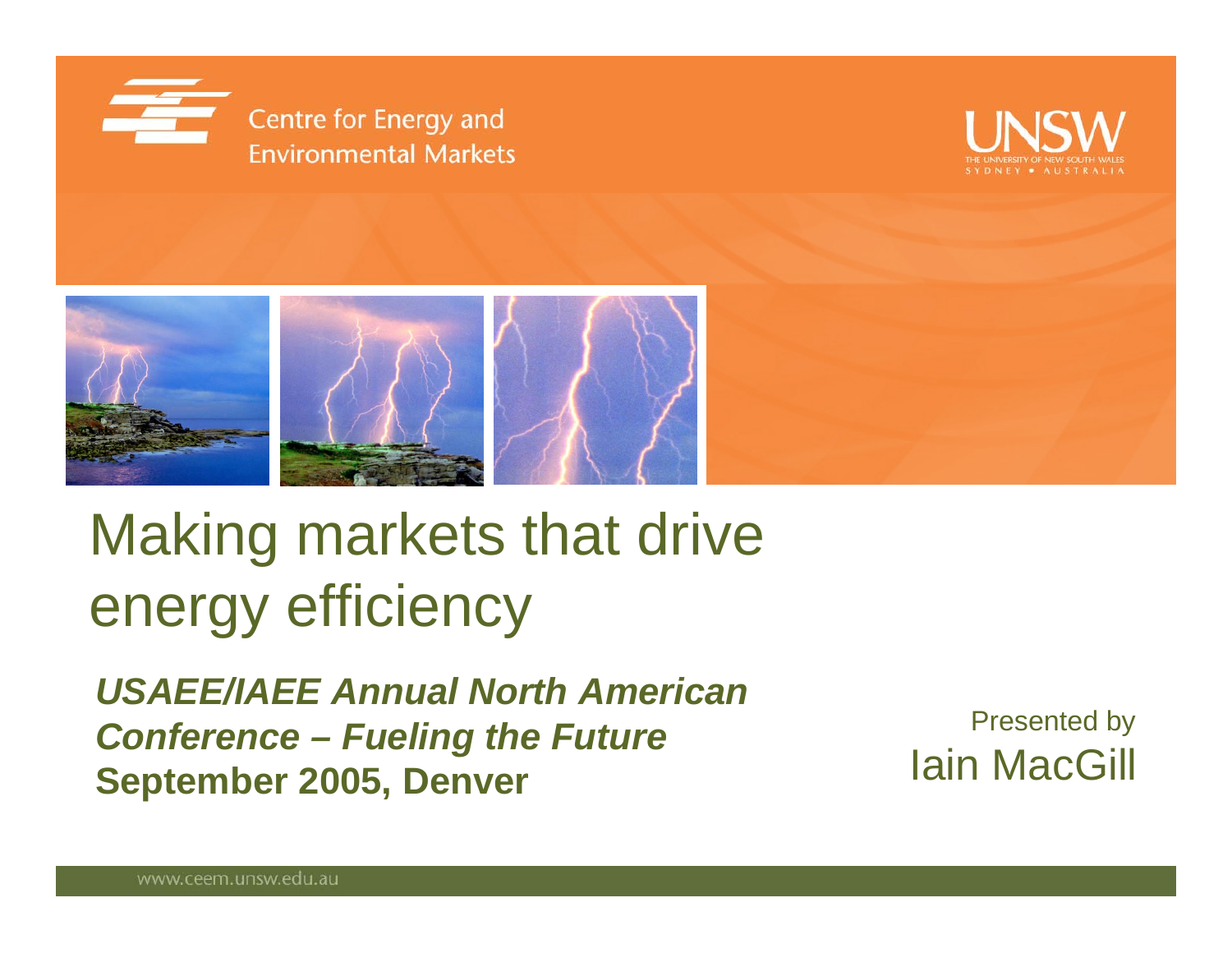Centre for Energy and Environmental Markets

UNSW
THE UNIVERSITY OF NEW SOUTH WALES
SYDNEY • AUSTRALIA

# Making markets that drive energy efficiency

***USAEE/IAEE Annual North American Conference – Fueling the Future***
**September 2005, Denver**

Presented by
Iain MacGill

www.ceem.unsw.edu.au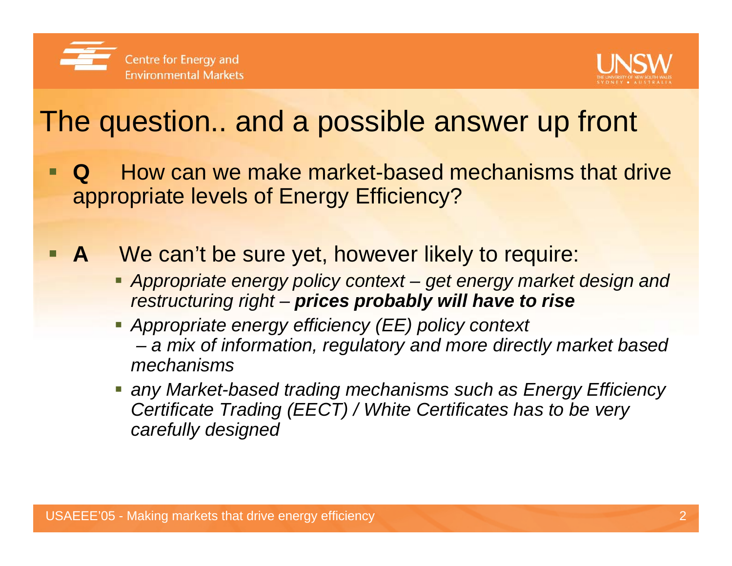# The question.. and a possible answer up front

- **Q** How can we make market-based mechanisms that drive appropriate levels of Energy Efficiency?

- **A** We can't be sure yet, however likely to require:
  - *Appropriate energy policy context – get energy market design and restructuring right –* ***prices probably will have to rise***
  - *Appropriate energy efficiency (EE) policy context – a mix of information, regulatory and more directly market based mechanisms*
  - *any Market-based trading mechanisms such as Energy Efficiency Certificate Trading (EECT) / White Certificates has to be very carefully designed*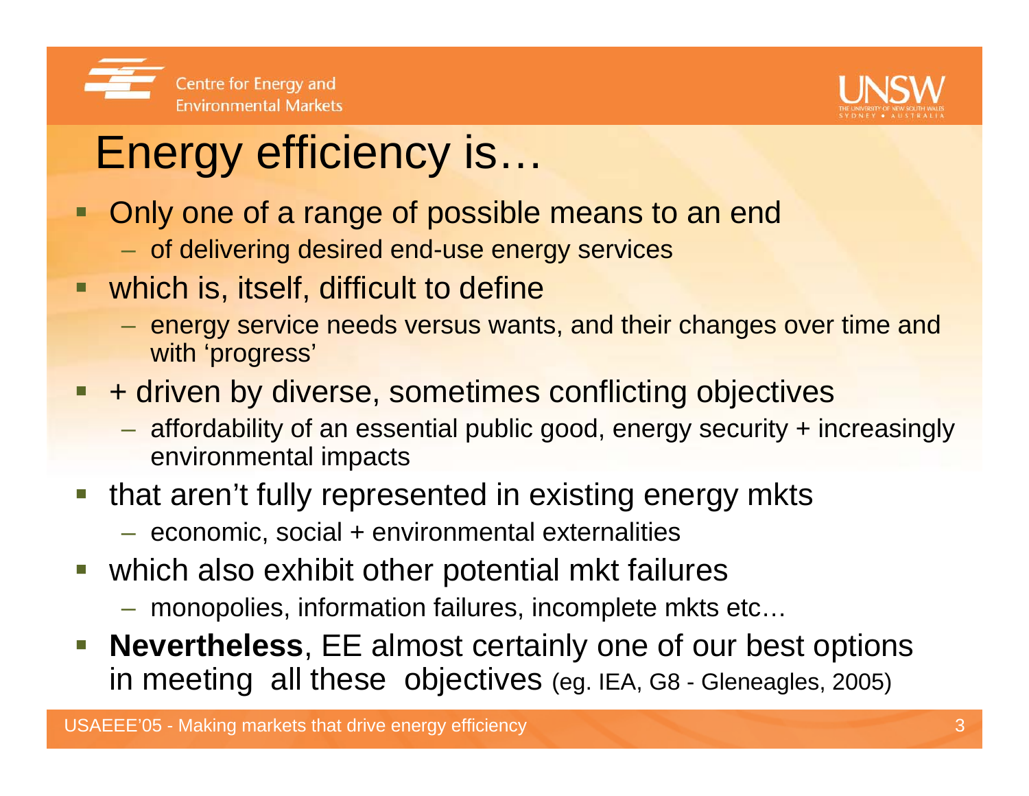# Energy efficiency is…

- Only one of a range of possible means to an end
  - of delivering desired end-use energy services
- which is, itself, difficult to define
  - energy service needs versus wants, and their changes over time and with 'progress'
- + driven by diverse, sometimes conflicting objectives
  - affordability of an essential public good, energy security + increasingly environmental impacts
- that aren't fully represented in existing energy mkts
  - economic, social + environmental externalities
- which also exhibit other potential mkt failures
  - monopolies, information failures, incomplete mkts etc…
- **Nevertheless**, EE almost certainly one of our best options in meeting all these objectives (eg. IEA, G8 - Gleneagles, 2005)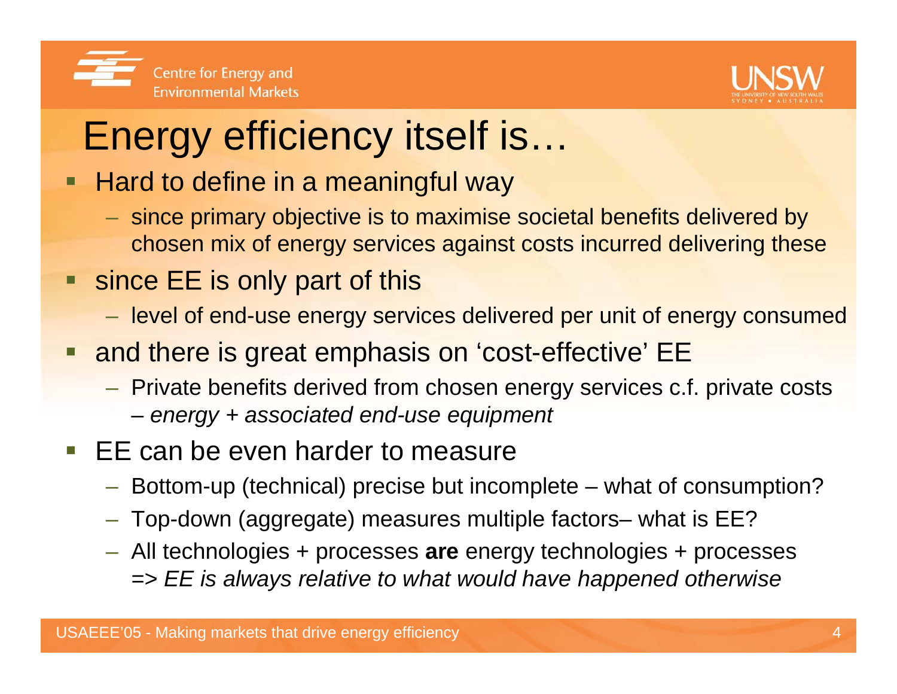# Energy efficiency itself is…

- Hard to define in a meaningful way
  - since primary objective is to maximise societal benefits delivered by chosen mix of energy services against costs incurred delivering these
- since EE is only part of this
  - level of end-use energy services delivered per unit of energy consumed
- and there is great emphasis on 'cost-effective' EE
  - Private benefits derived from chosen energy services c.f. private costs – *energy + associated end-use equipment*
- EE can be even harder to measure
  - Bottom-up (technical) precise but incomplete – what of consumption?
  - Top-down (aggregate) measures multiple factors– what is EE?
  - All technologies + processes **are** energy technologies + processes => *EE is always relative to what would have happened otherwise*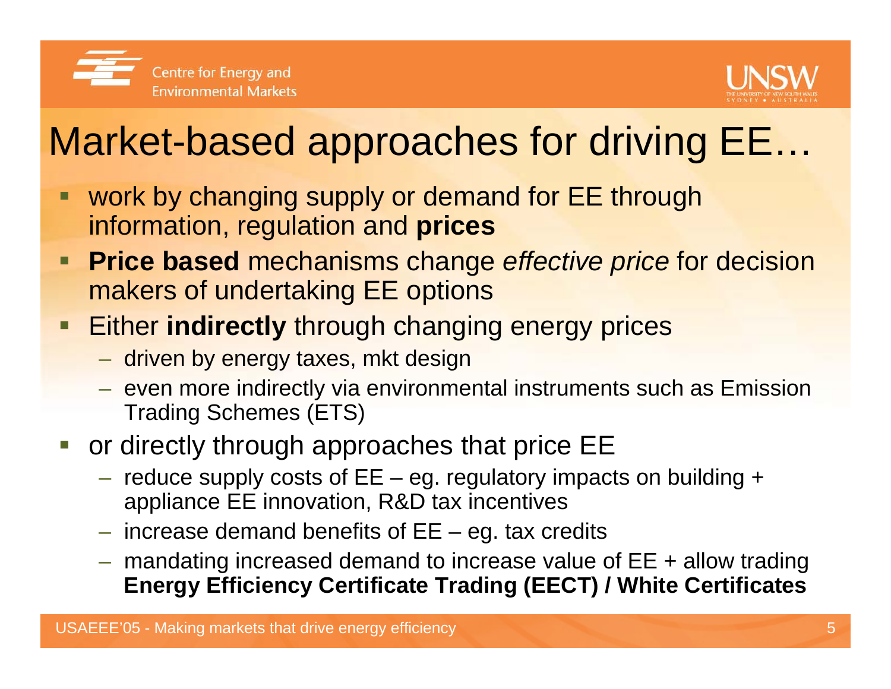# Market-based approaches for driving EE…

- work by changing supply or demand for EE through information, regulation and **prices**
- **Price based** mechanisms change *effective price* for decision makers of undertaking EE options
- Either **indirectly** through changing energy prices
  - driven by energy taxes, mkt design
  - even more indirectly via environmental instruments such as Emission Trading Schemes (ETS)
- or directly through approaches that price EE
  - reduce supply costs of EE – eg. regulatory impacts on building + appliance EE innovation, R&D tax incentives
  - increase demand benefits of EE – eg. tax credits
  - mandating increased demand to increase value of EE + allow trading **Energy Efficiency Certificate Trading (EECT) / White Certificates**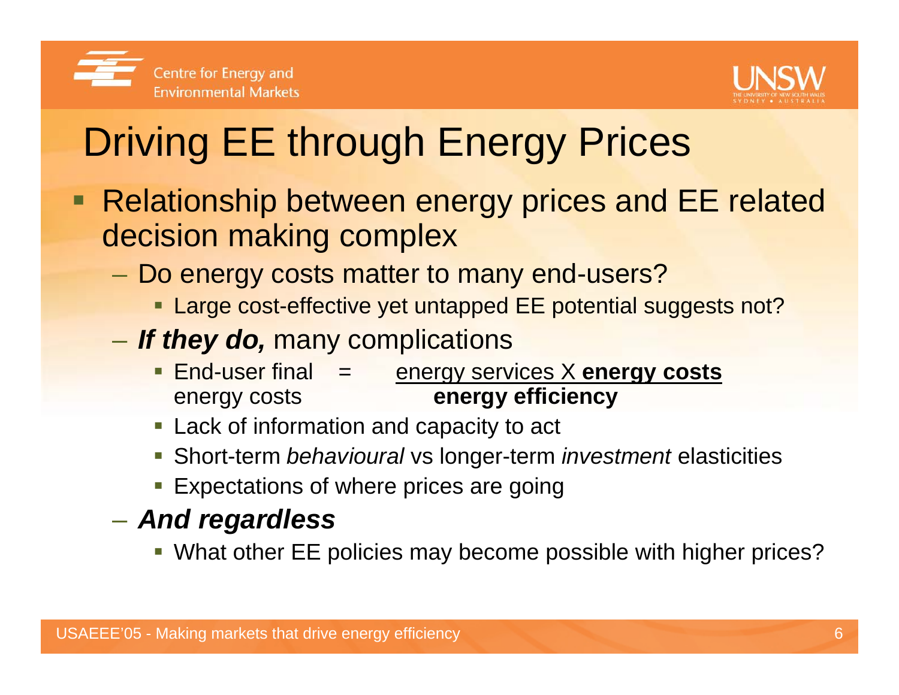# Driving EE through Energy Prices

- Relationship between energy prices and EE related decision making complex
  - Do energy costs matter to many end-users?
    - Large cost-effective yet untapped EE potential suggests not?
  - ***If they do,*** many complications
    - End-user final energy costs = $\dfrac{\text{energy services X } \textbf{energy costs}}{\textbf{energy efficiency}}$
    - Lack of information and capacity to act
    - Short-term *behavioural* vs longer-term *investment* elasticities
    - Expectations of where prices are going
  - ***And regardless***
    - What other EE policies may become possible with higher prices?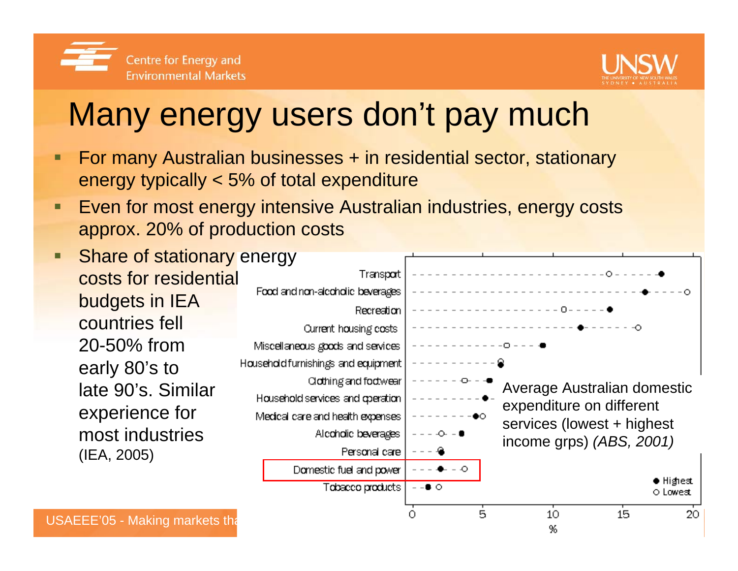# Many energy users don't pay much

- For many Australian businesses + in residential sector, stationary energy typically < 5% of total expenditure
- Even for most energy intensive Australian industries, energy costs approx. 20% of production costs
- Share of stationary energy costs for residential budgets in IEA countries fell 20-50% from early 80's to late 90's. Similar experience for most industries (IEA, 2005)

Transport
Food and non-alcoholic beverages
Recreation
Current housing costs
Miscellaneous goods and services
Household furnishings and equipment
Clothing and footwear
Household services and operation
Medical care and health expenses
Alcoholic beverages
Personal care
Domestic fuel and power
Tobacco products

0 5 10 15 20
%

● Highest
○ Lowest

Average Australian domestic expenditure on different services (lowest + highest income grps) *(ABS, 2001)*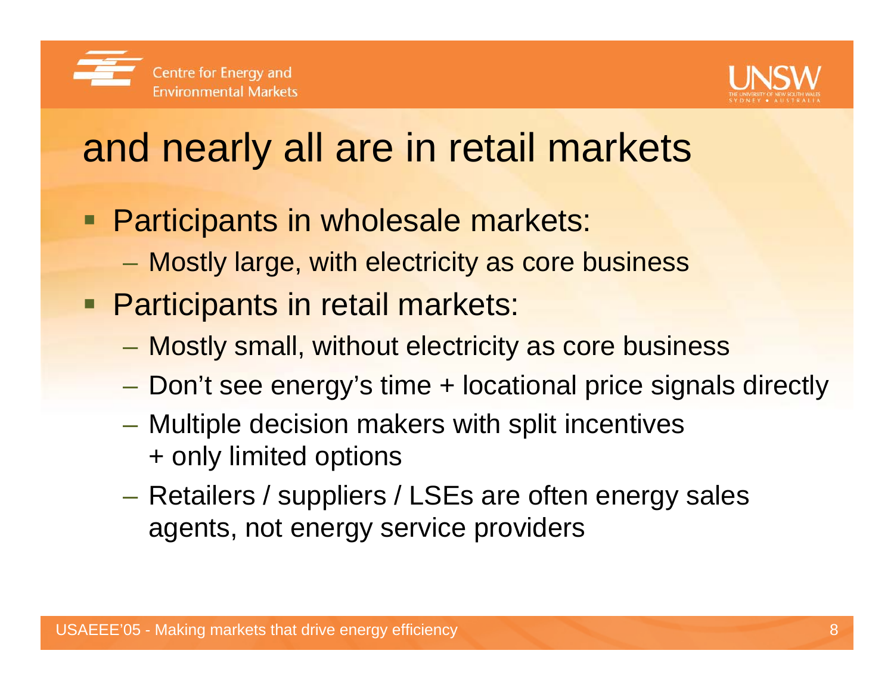# and nearly all are in retail markets

- Participants in wholesale markets:
  - Mostly large, with electricity as core business
- Participants in retail markets:
  - Mostly small, without electricity as core business
  - Don't see energy's time + locational price signals directly
  - Multiple decision makers with split incentives + only limited options
  - Retailers / suppliers / LSEs are often energy sales agents, not energy service providers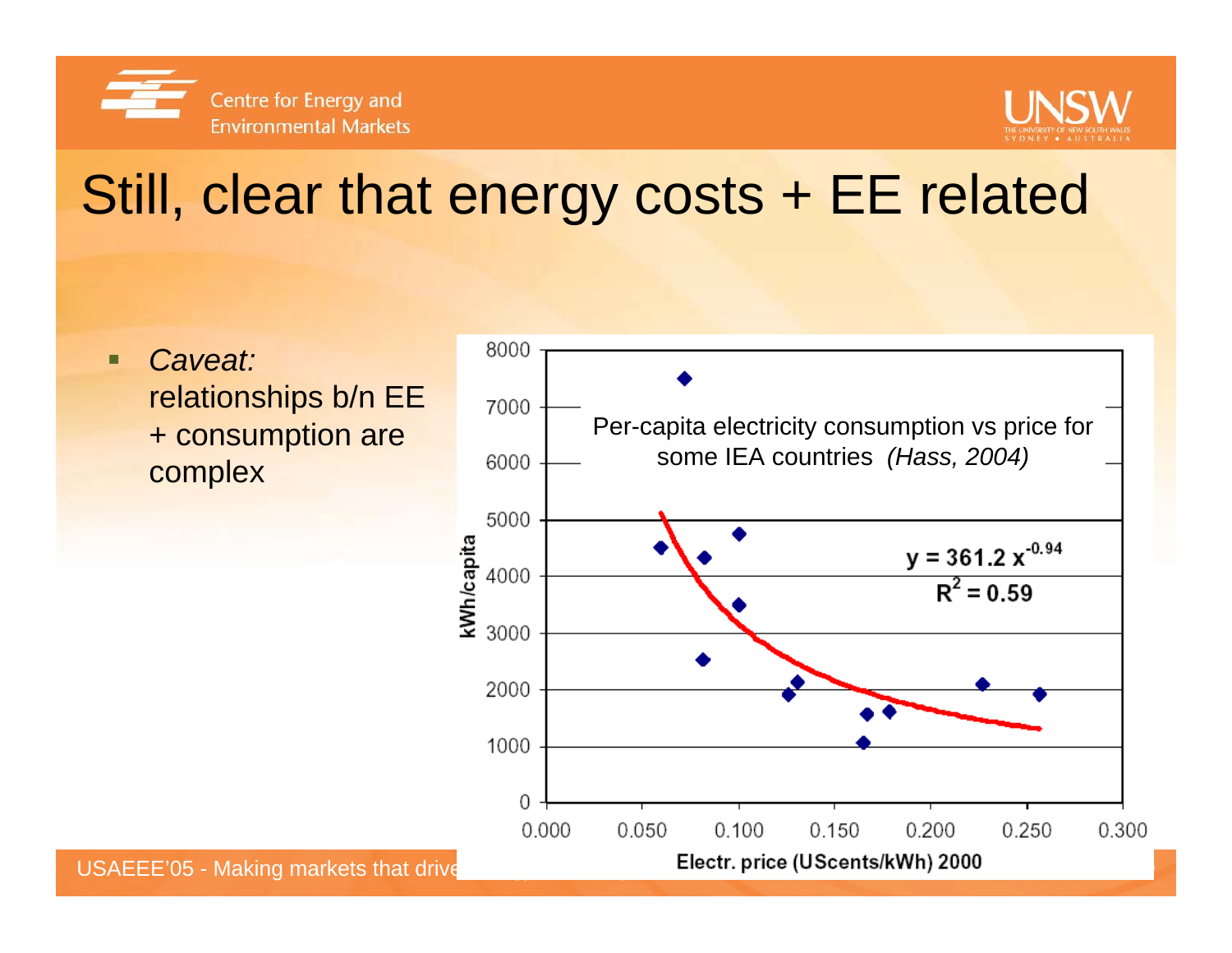# Still, clear that energy costs + EE related

- *Caveat:* relationships b/n EE + consumption are complex

Per-capita electricity consumption vs price for some IEA countries *(Hass, 2004)*

$y = 361.2\, x^{-0.94}$

$R^2 = 0.59$

kWh/capita

Electr. price (UScents/kWh) 2000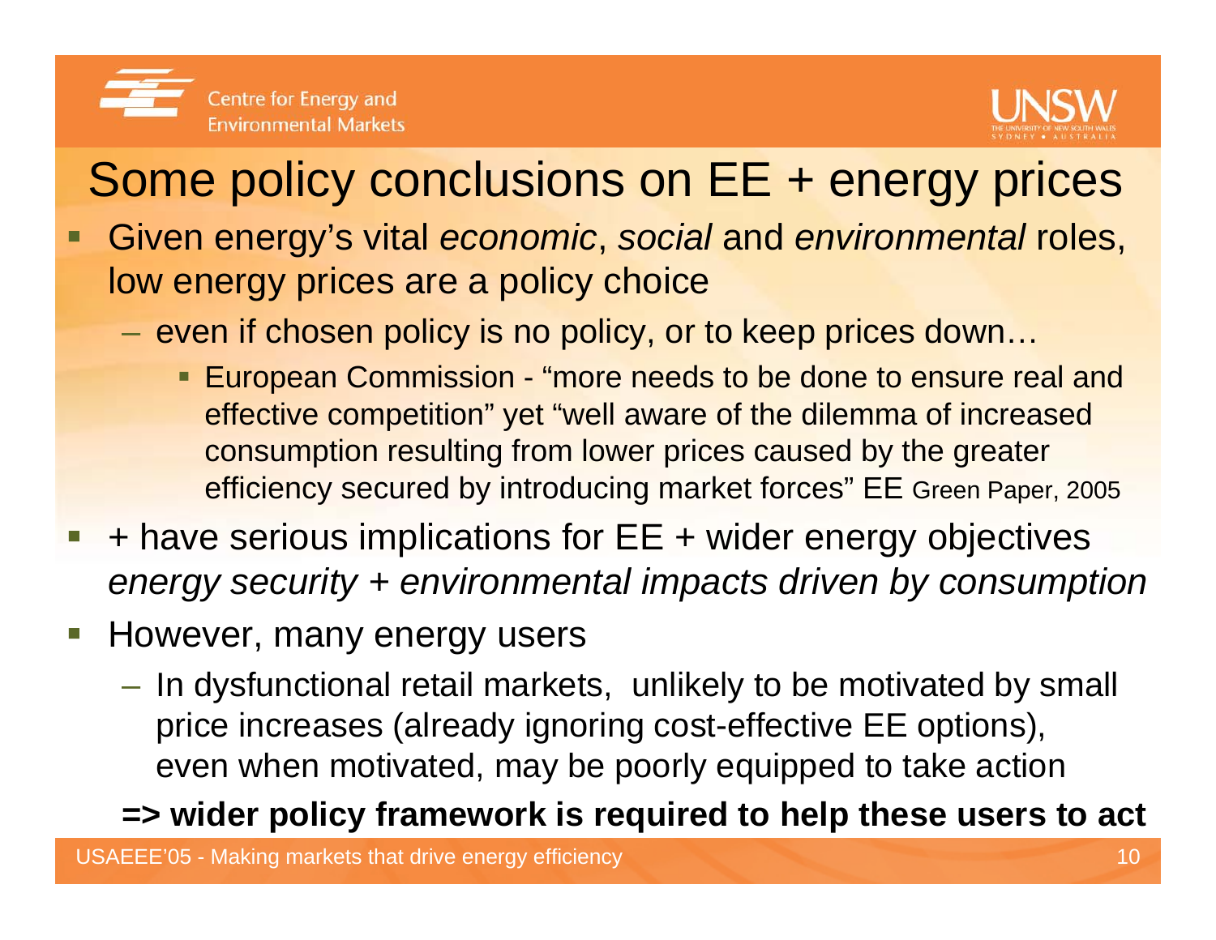# Some policy conclusions on EE + energy prices

- Given energy's vital *economic*, *social* and *environmental* roles, low energy prices are a policy choice
  - even if chosen policy is no policy, or to keep prices down…
    - European Commission - "more needs to be done to ensure real and effective competition" yet "well aware of the dilemma of increased consumption resulting from lower prices caused by the greater efficiency secured by introducing market forces" EE Green Paper, 2005
- + have serious implications for EE + wider energy objectives *energy security + environmental impacts driven by consumption*
- However, many energy users
  - In dysfunctional retail markets, unlikely to be motivated by small price increases (already ignoring cost-effective EE options), even when motivated, may be poorly equipped to take action

**=> wider policy framework is required to help these users to act**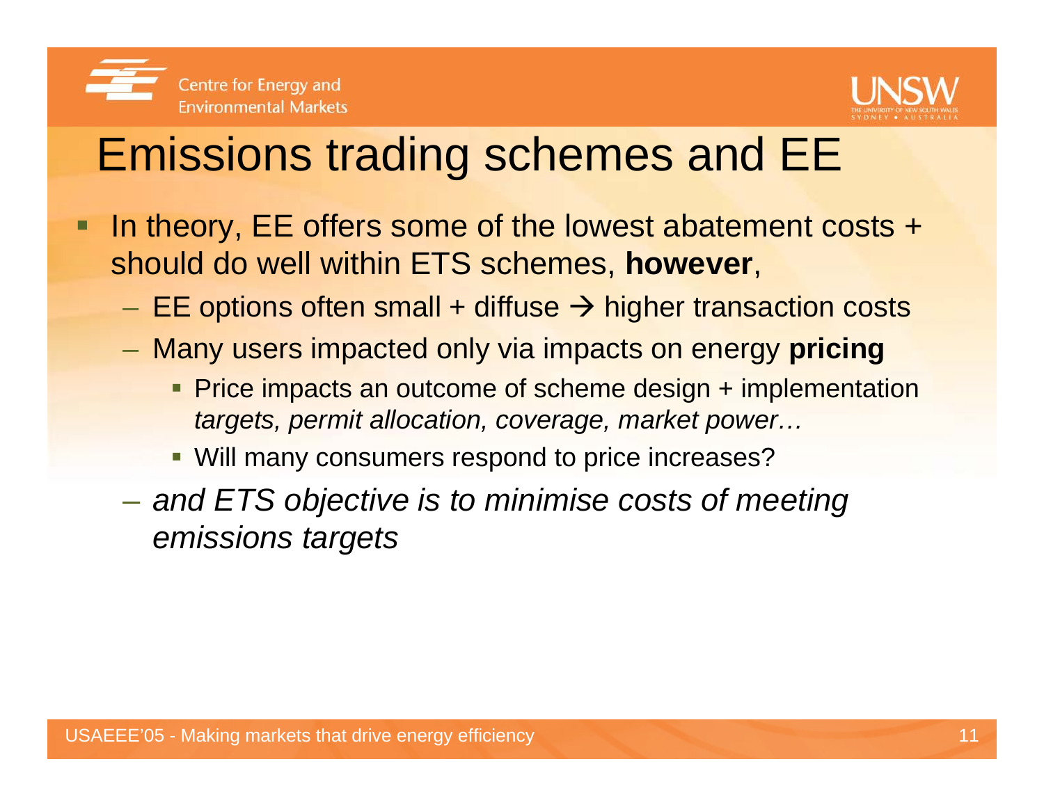# Emissions trading schemes and EE

- In theory, EE offers some of the lowest abatement costs + should do well within ETS schemes, **however**,
  - EE options often small + diffuse → higher transaction costs
  - Many users impacted only via impacts on energy **pricing**
    - Price impacts an outcome of scheme design + implementation *targets, permit allocation, coverage, market power…*
    - Will many consumers respond to price increases?
  - *and ETS objective is to minimise costs of meeting emissions targets*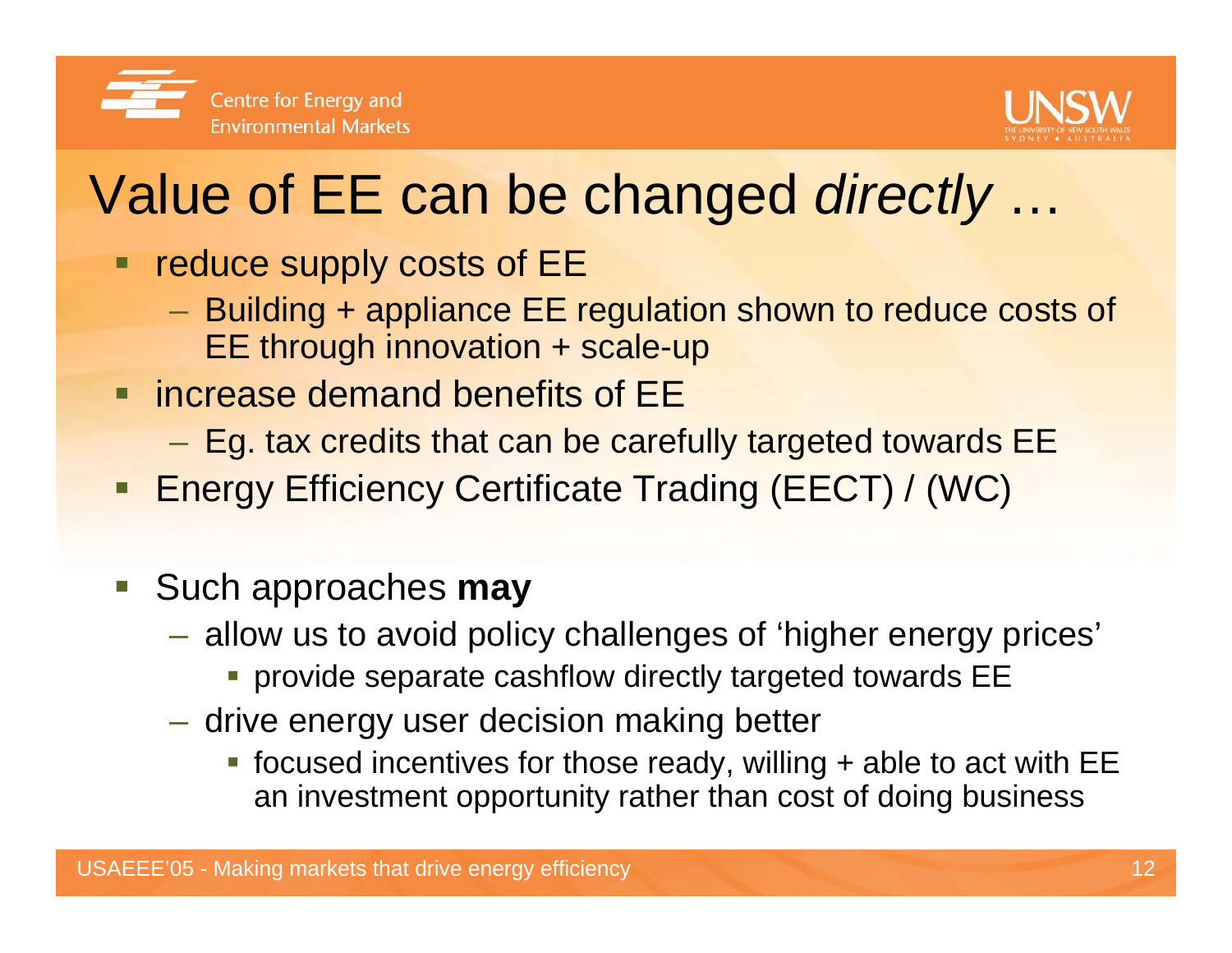# Value of EE can be changed *directly* …

- reduce supply costs of EE
  - Building + appliance EE regulation shown to reduce costs of EE through innovation + scale-up
- increase demand benefits of EE
  - Eg. tax credits that can be carefully targeted towards EE
- Energy Efficiency Certificate Trading (EECT) / (WC)

- Such approaches **may**
  - allow us to avoid policy challenges of 'higher energy prices'
    - provide separate cashflow directly targeted towards EE
  - drive energy user decision making better
    - focused incentives for those ready, willing + able to act with EE an investment opportunity rather than cost of doing business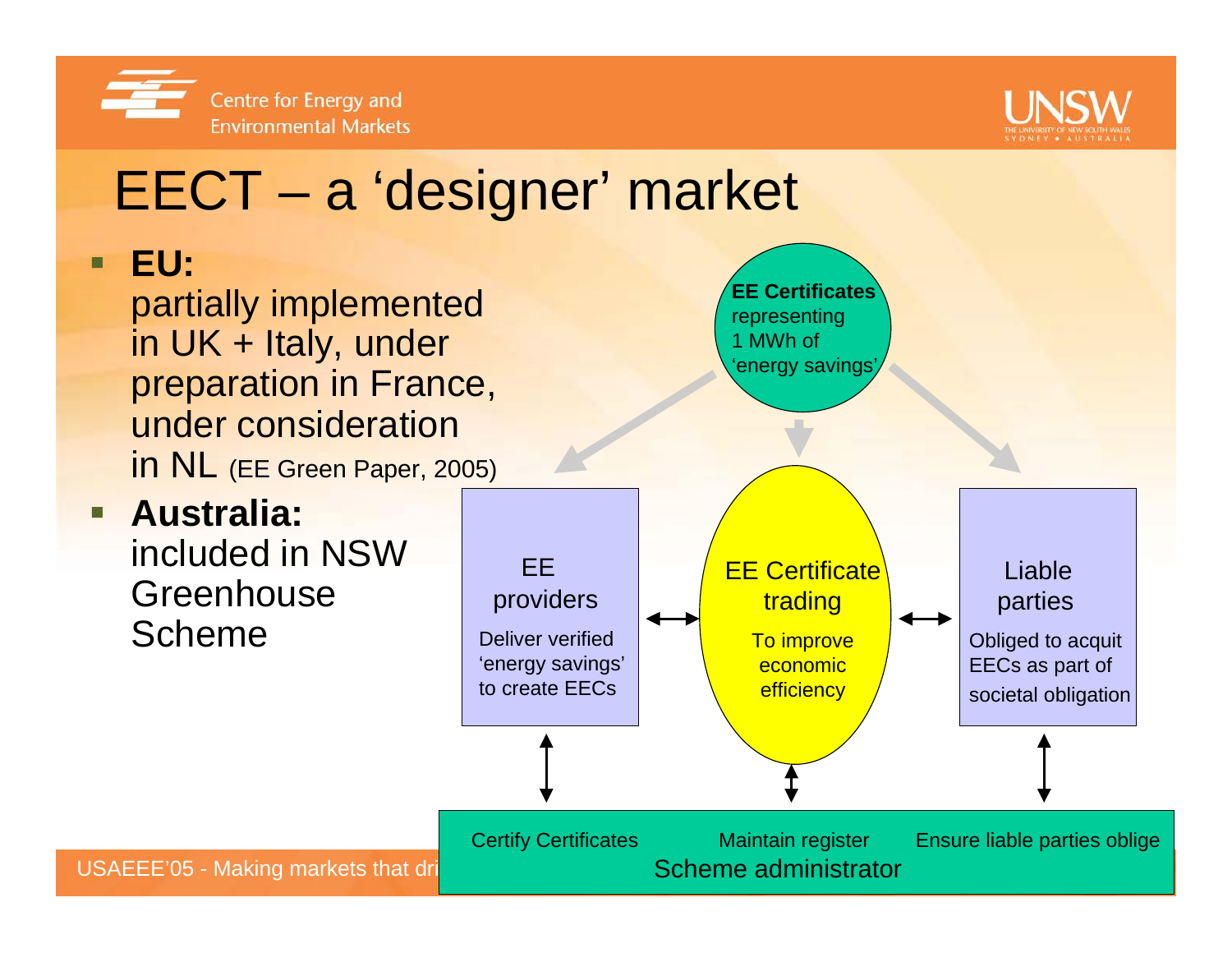# EECT – a 'designer' market

- **EU:**
  partially implemented in UK + Italy, under preparation in France, under consideration in NL (EE Green Paper, 2005)
- **Australia:**
  included in NSW Greenhouse Scheme

**EE Certificates** representing 1 MWh of 'energy savings'

EE providers
Deliver verified 'energy savings' to create EECs

EE Certificate trading
To improve economic efficiency

Liable parties
Obliged to acquit EECs as part of societal obligation

Certify Certificates | Maintain register | Ensure liable parties oblige

Scheme administrator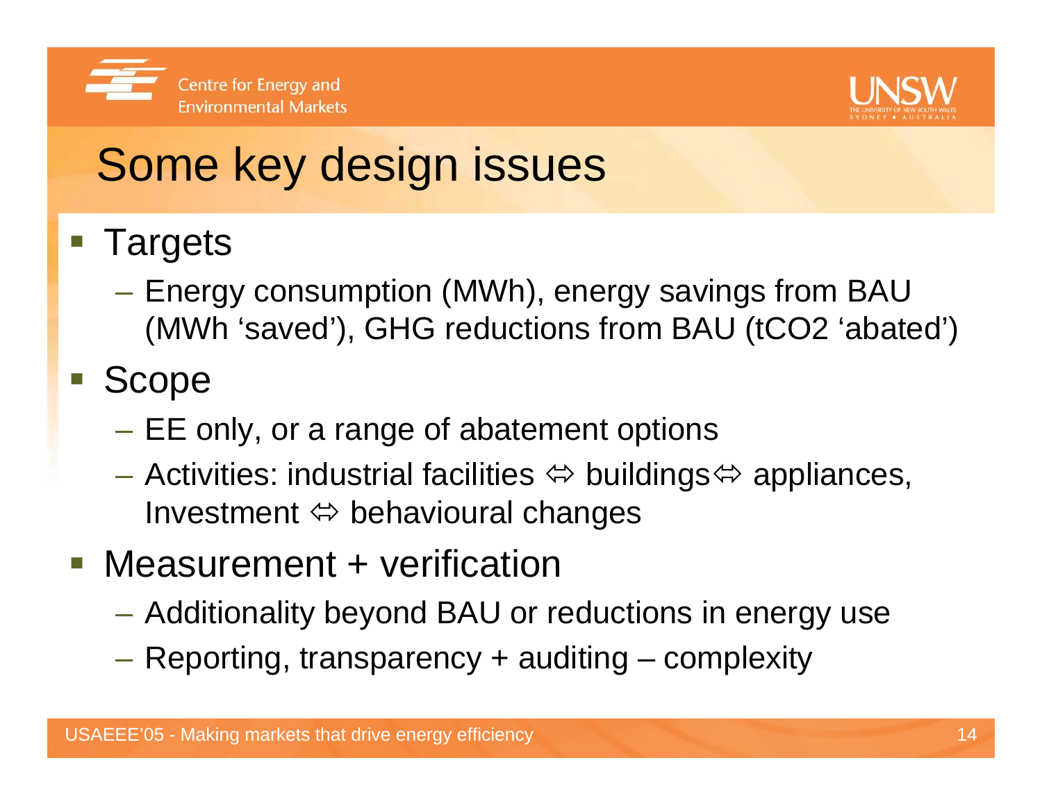# Some key design issues

- Targets
  - Energy consumption (MWh), energy savings from BAU (MWh 'saved'), GHG reductions from BAU ($tCO_2$ 'abated')
- Scope
  - EE only, or a range of abatement options
  - Activities: industrial facilities ⇔ buildings⇔ appliances, Investment ⇔ behavioural changes
- Measurement + verification
  - Additionality beyond BAU or reductions in energy use
  - Reporting, transparency + auditing – complexity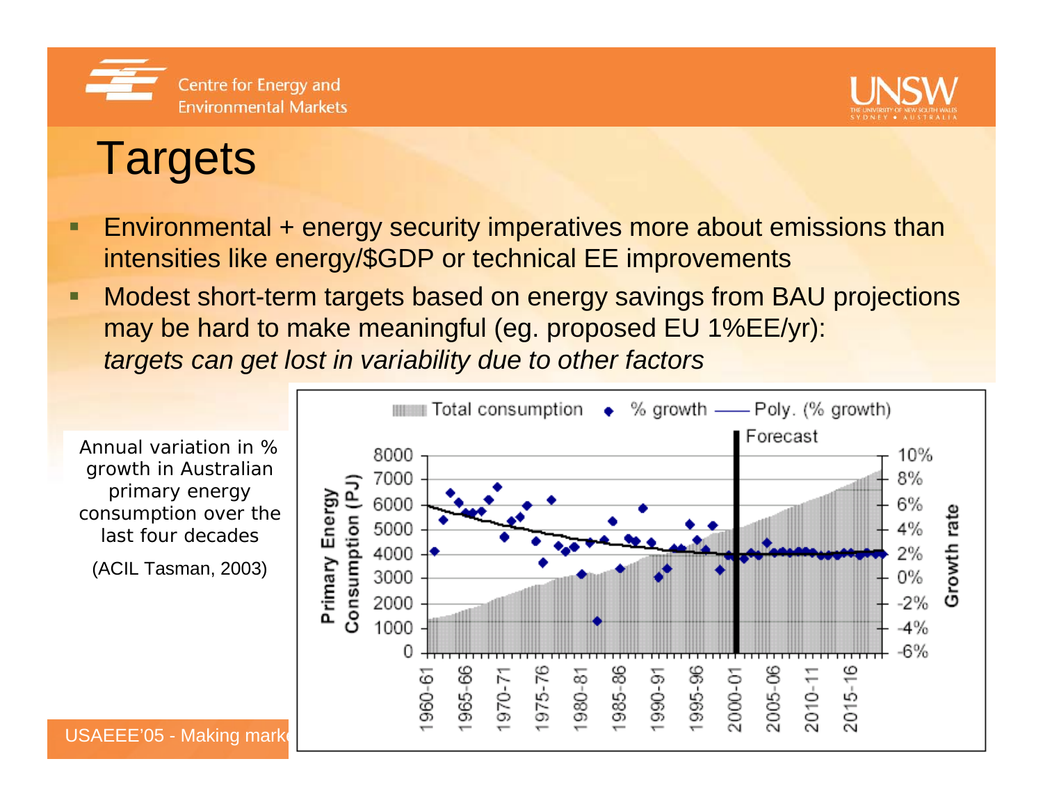# Targets

- Environmental + energy security imperatives more about emissions than intensities like energy/$GDP or technical EE improvements
- Modest short-term targets based on energy savings from BAU projections may be hard to make meaningful (eg. proposed EU 1%EE/yr): *targets can get lost in variability due to other factors*

Annual variation in % growth in Australian primary energy consumption over the last four decades

(ACIL Tasman, 2003)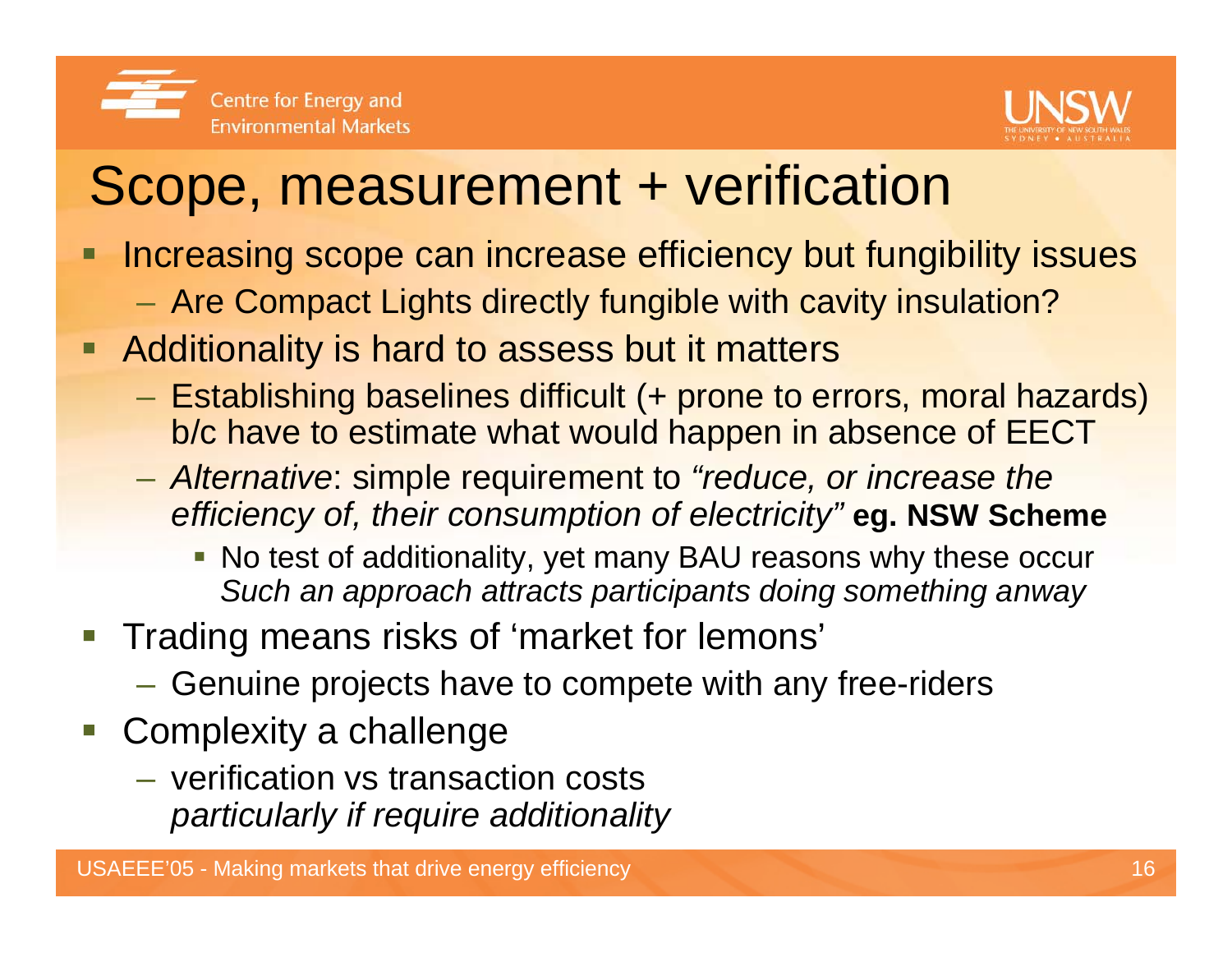# Scope, measurement + verification

- Increasing scope can increase efficiency but fungibility issues
  - Are Compact Lights directly fungible with cavity insulation?
- Additionality is hard to assess but it matters
  - Establishing baselines difficult (+ prone to errors, moral hazards) b/c have to estimate what would happen in absence of EECT
  - *Alternative*: simple requirement to *"reduce, or increase the efficiency of, their consumption of electricity"* **eg. NSW Scheme**
    - No test of additionality, yet many BAU reasons why these occur *Such an approach attracts participants doing something anway*
- Trading means risks of 'market for lemons'
  - Genuine projects have to compete with any free-riders
- Complexity a challenge
  - verification vs transaction costs *particularly if require additionality*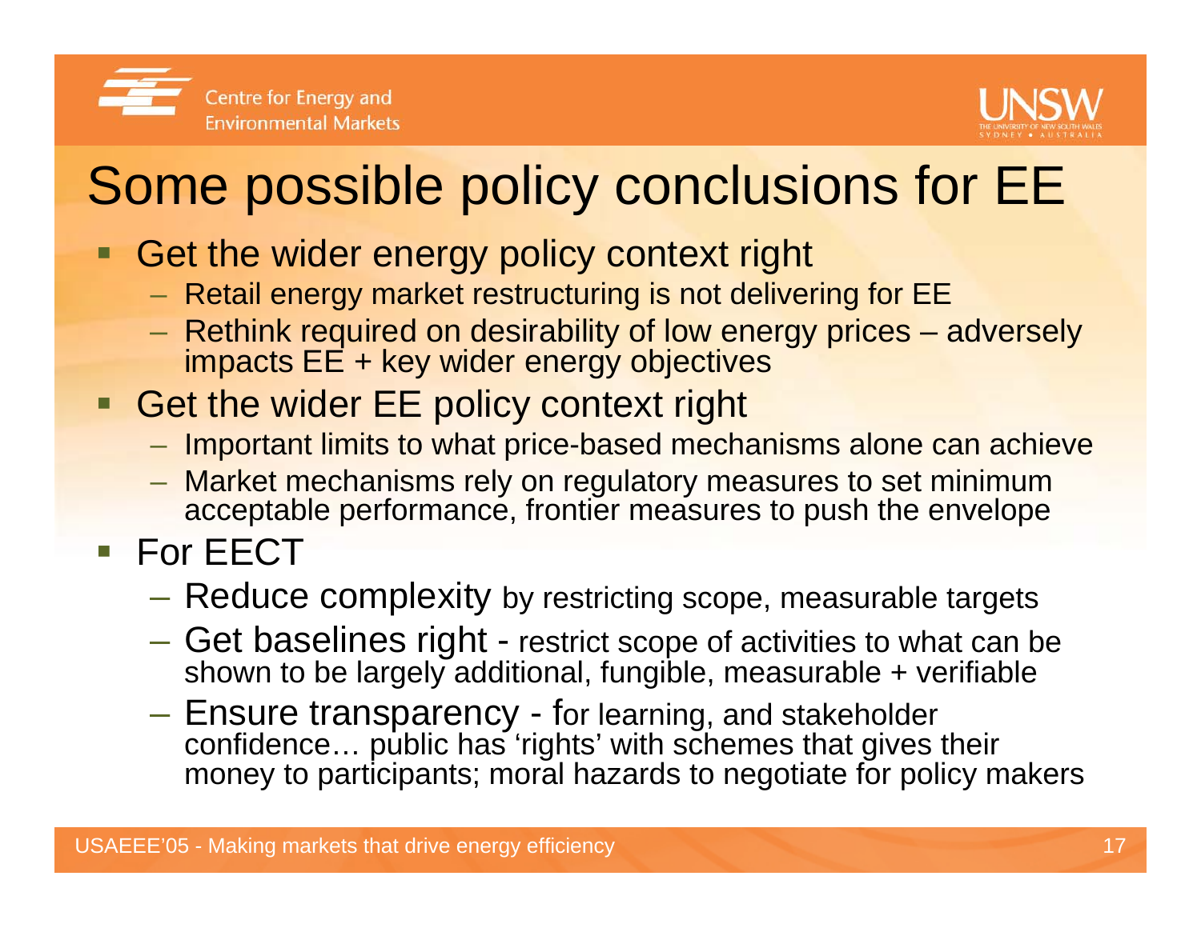# Some possible policy conclusions for EE

- Get the wider energy policy context right
  - Retail energy market restructuring is not delivering for EE
  - Rethink required on desirability of low energy prices – adversely impacts EE + key wider energy objectives
- Get the wider EE policy context right
  - Important limits to what price-based mechanisms alone can achieve
  - Market mechanisms rely on regulatory measures to set minimum acceptable performance, frontier measures to push the envelope
- For EECT
  - Reduce complexity by restricting scope, measurable targets
  - Get baselines right - restrict scope of activities to what can be shown to be largely additional, fungible, measurable + verifiable
  - Ensure transparency - for learning, and stakeholder confidence… public has 'rights' with schemes that gives their money to participants; moral hazards to negotiate for policy makers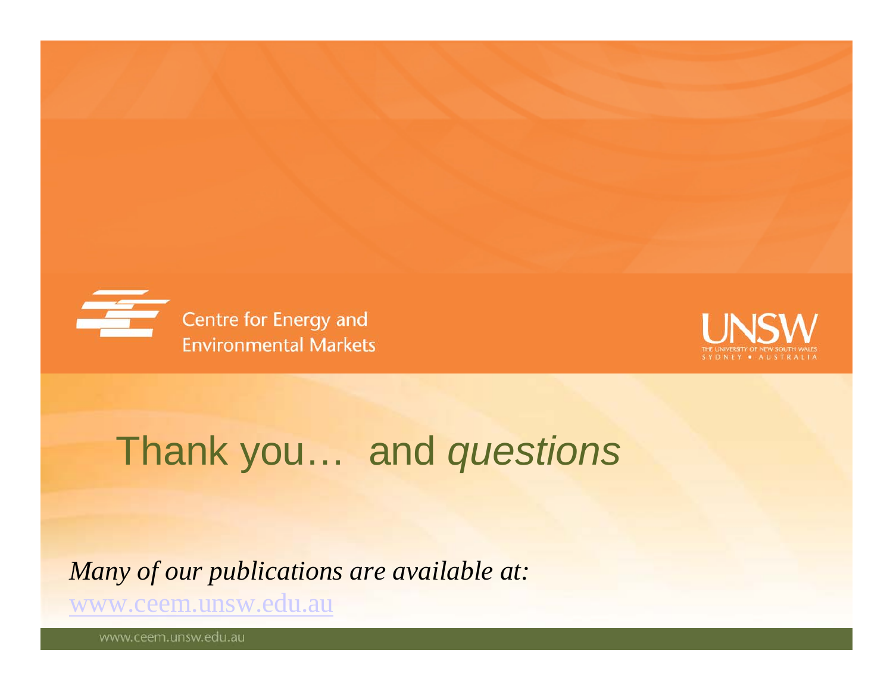Centre for Energy and Environmental Markets

UNSW
THE UNIVERSITY OF NEW SOUTH WALES
SYDNEY • AUSTRALIA

# Thank you… and *questions*

*Many of our publications are available at:*
[www.ceem.unsw.edu.au](http://www.ceem.unsw.edu.au)